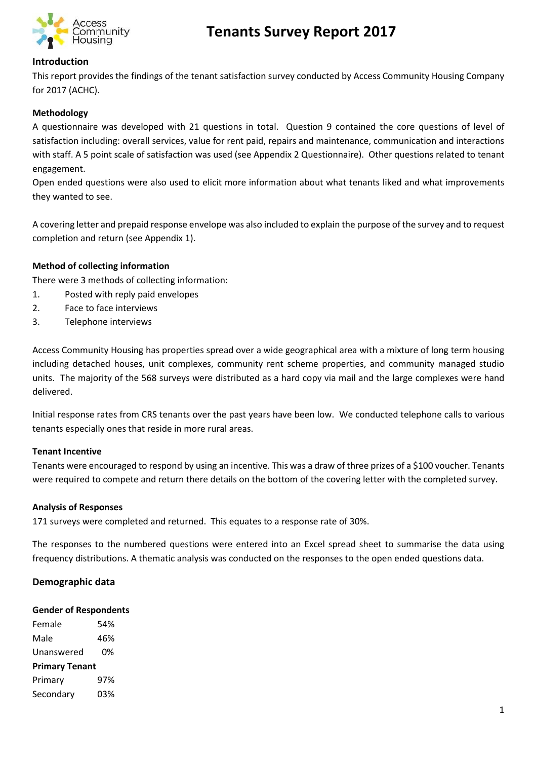# Tenants Survey Report 2017

### Introduction

This report provides the findings of the tenant satisfaction survey conducted by Access Community Housing Company for 2017 (ACHC).

### Methodology

A questionnaire was developed with 21 questions in total. Question 9 contained the core questions of level of satisfaction including: overall services, value for rent paid, repairs and maintenance, communication and interactions with staff. A 5 point scale of satisfaction was used (see Appendix 2 Questionnaire). Other questions related to tenant engagement.

Open ended questions were also used to elicit more information about what tenants liked and what improvements they wanted to see.

A covering letter and prepaid response envelope was also included to explain the purpose of the survey and to request completion and return (see Appendix 1).

### Method of collecting information

There were 3 methods of collecting information:

1. Posted with reply paid envelopes
2. Face to face interviews
3. Telephone interviews

Access Community Housing has properties spread over a wide geographical area with a mixture of long term housing including detached houses, unit complexes, community rent scheme properties, and community managed studio units. The majority of the 568 surveys were distributed as a hard copy via mail and the large complexes were hand delivered.

Initial response rates from CRS tenants over the past years have been low. We conducted telephone calls to various tenants especially ones that reside in more rural areas.

### Tenant Incentive

Tenants were encouraged to respond by using an incentive. This was a draw of three prizes of a $100 voucher. Tenants were required to compete and return there details on the bottom of the covering letter with the completed survey.

### Analysis of Responses

171 surveys were completed and returned. This equates to a response rate of 30%.

The responses to the numbered questions were entered into an Excel spread sheet to summarise the data using frequency distributions. A thematic analysis was conducted on the responses to the open ended questions data.

## Demographic data

### Gender of Respondents

| | |
|---|---|
| Female | 54% |
| Male | 46% |
| Unanswered | 0% |

### Primary Tenant

| | |
|---|---|
| Primary | 97% |
| Secondary | 03% |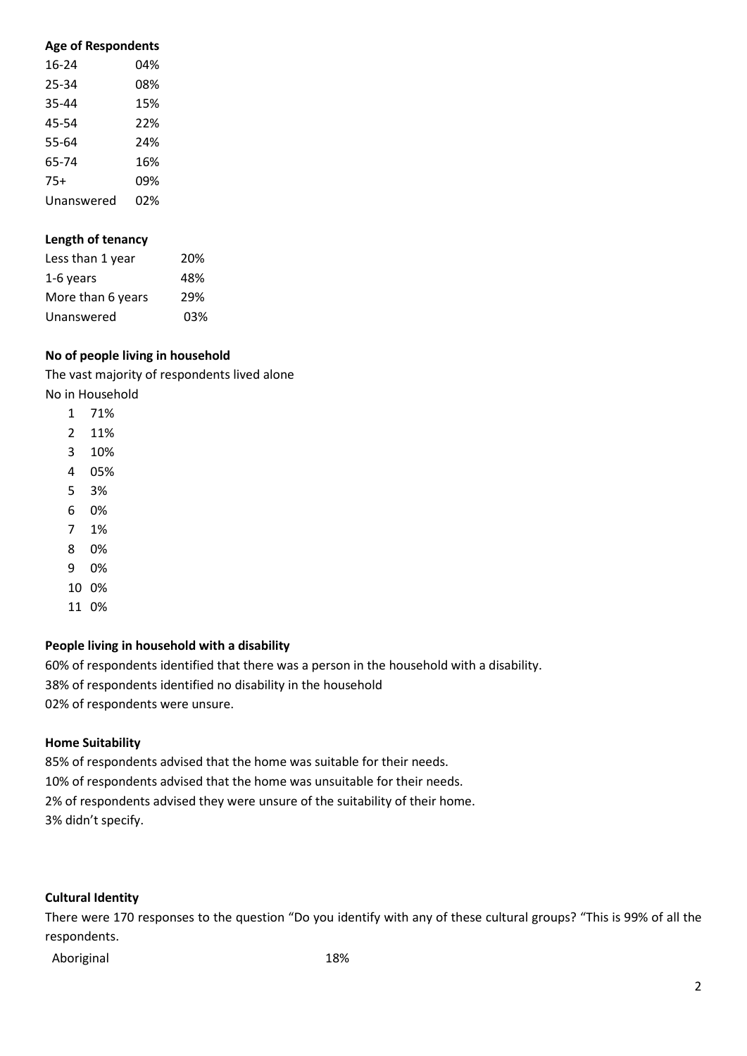**Age of Respondents**

| | |
|---|---|
| 16-24 | 04% |
| 25-34 | 08% |
| 35-44 | 15% |
| 45-54 | 22% |
| 55-64 | 24% |
| 65-74 | 16% |
| 75+ | 09% |
| Unanswered | 02% |

**Length of tenancy**

| | |
|---|---|
| Less than 1 year | 20% |
| 1-6 years | 48% |
| More than 6 years | 29% |
| Unanswered | 03% |

**No of people living in household**

The vast majority of respondents lived alone

No in Household

| | |
|---|---|
| 1 | 71% |
| 2 | 11% |
| 3 | 10% |
| 4 | 05% |
| 5 | 3% |
| 6 | 0% |
| 7 | 1% |
| 8 | 0% |
| 9 | 0% |
| 10 | 0% |
| 11 | 0% |

**People living in household with a disability**

60% of respondents identified that there was a person in the household with a disability.

38% of respondents identified no disability in the household

02% of respondents were unsure.

**Home Suitability**

85% of respondents advised that the home was suitable for their needs.

10% of respondents advised that the home was unsuitable for their needs.

2% of respondents advised they were unsure of the suitability of their home.

3% didn't specify.

**Cultural Identity**

There were 170 responses to the question "Do you identify with any of these cultural groups? "This is 99% of all the respondents.

| | |
|---|---|
| Aboriginal | 18% |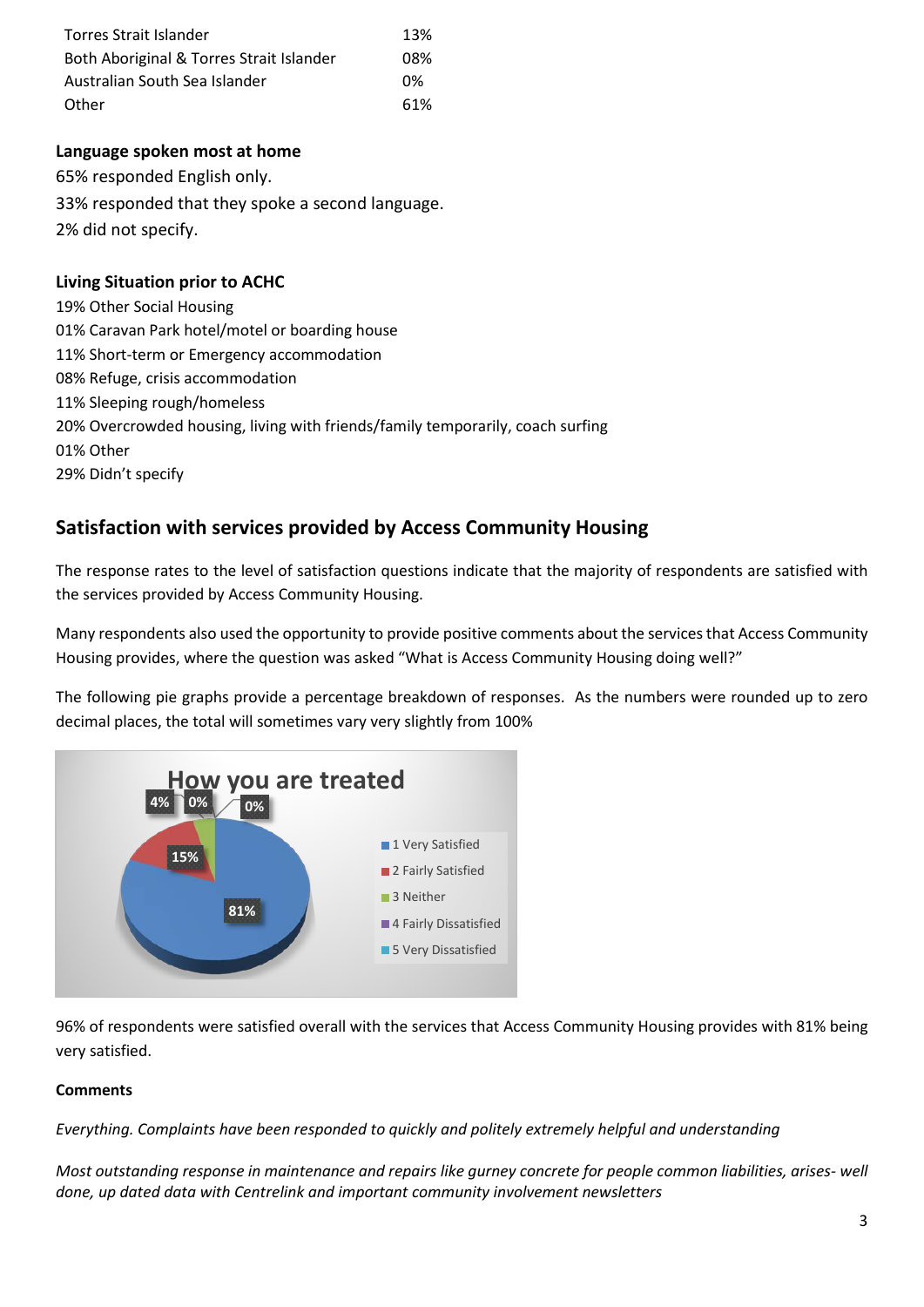| | |
|---|---|
| Torres Strait Islander | 13% |
| Both Aboriginal & Torres Strait Islander | 08% |
| Australian South Sea Islander | 0% |
| Other | 61% |

**Language spoken most at home**

65% responded English only.

33% responded that they spoke a second language.

2% did not specify.

**Living Situation prior to ACHC**

19% Other Social Housing

01% Caravan Park hotel/motel or boarding house

11% Short-term or Emergency accommodation

08% Refuge, crisis accommodation

11% Sleeping rough/homeless

20% Overcrowded housing, living with friends/family temporarily, coach surfing

01% Other

29% Didn't specify

## Satisfaction with services provided by Access Community Housing

The response rates to the level of satisfaction questions indicate that the majority of respondents are satisfied with the services provided by Access Community Housing.

Many respondents also used the opportunity to provide positive comments about the services that Access Community Housing provides, where the question was asked "What is Access Community Housing doing well?"

The following pie graphs provide a percentage breakdown of responses. As the numbers were rounded up to zero decimal places, the total will sometimes vary very slightly from 100%

**How you are treated**

| Response | Percentage |
|---|---|
| 1 Very Satisfied | 81% |
| 2 Fairly Satisfied | 15% |
| 3 Neither | 4% |
| 4 Fairly Dissatisfied | 0% |
| 5 Very Dissatisfied | 0% |

96% of respondents were satisfied overall with the services that Access Community Housing provides with 81% being very satisfied.

**Comments**

*Everything. Complaints have been responded to quickly and politely extremely helpful and understanding*

*Most outstanding response in maintenance and repairs like gurney concrete for people common liabilities, arises- well done, up dated data with Centrelink and important community involvement newsletters*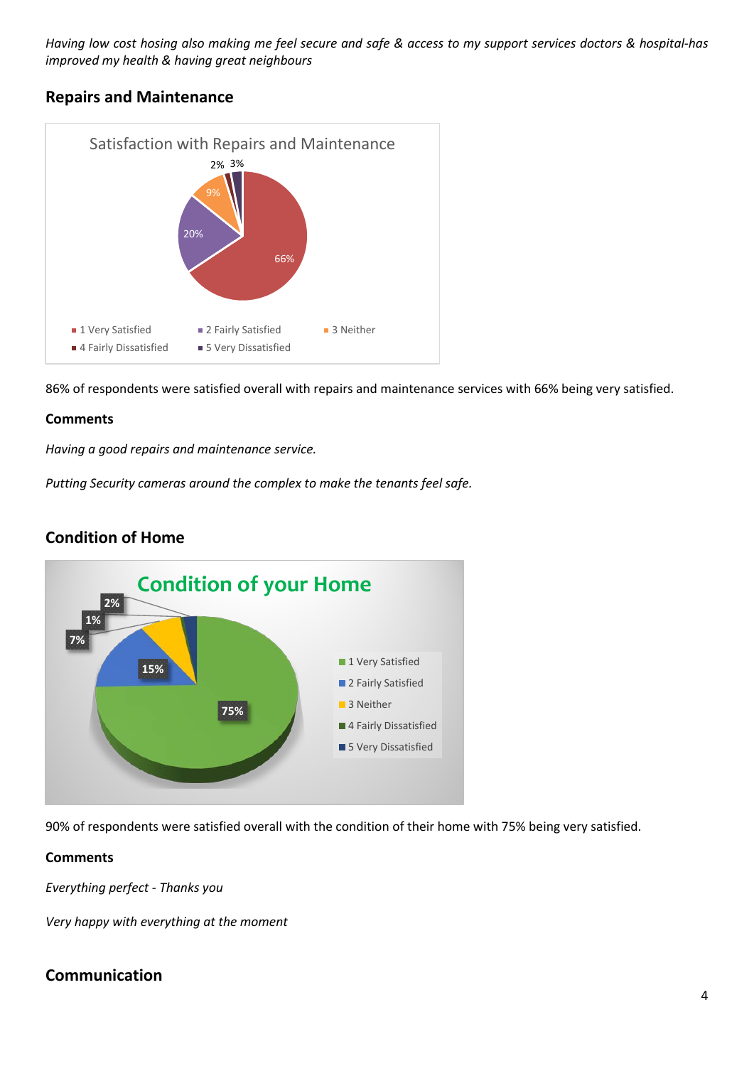*Having low cost hosing also making me feel secure and safe & access to my support services doctors & hospital-has improved my health & having great neighbours*

## Repairs and Maintenance

86% of respondents were satisfied overall with repairs and maintenance services with 66% being very satisfied.

### Comments

*Having a good repairs and maintenance service.*

*Putting Security cameras around the complex to make the tenants feel safe.*

## Condition of Home

90% of respondents were satisfied overall with the condition of their home with 75% being very satisfied.

### Comments

*Everything perfect - Thanks you*

*Very happy with everything at the moment*

## Communication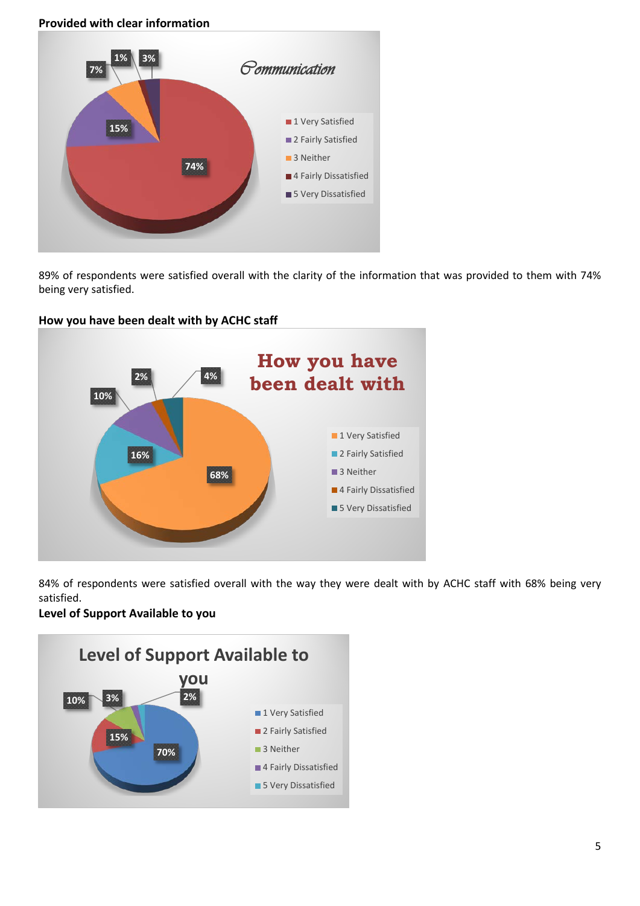**Provided with clear information**

Communication

| Response | % |
| --- | --- |
| 1 Very Satisfied | 74% |
| 2 Fairly Satisfied | 15% |
| 3 Neither | 7% |
| 4 Fairly Dissatisfied | 1% |
| 5 Very Dissatisfied | 3% |

89% of respondents were satisfied overall with the clarity of the information that was provided to them with 74% being very satisfied.

**How you have been dealt with by ACHC staff**

How you have been dealt with

| Response | % |
| --- | --- |
| 1 Very Satisfied | 68% |
| 2 Fairly Satisfied | 16% |
| 3 Neither | 10% |
| 4 Fairly Dissatisfied | 2% |
| 5 Very Dissatisfied | 4% |

84% of respondents were satisfied overall with the way they were dealt with by ACHC staff with 68% being very satisfied.

**Level of Support Available to you**

Level of Support Available to you

| Response | % |
| --- | --- |
| 1 Very Satisfied | 70% |
| 2 Fairly Satisfied | 15% |
| 3 Neither | 10% |
| 4 Fairly Dissatisfied | 3% |
| 5 Very Dissatisfied | 2% |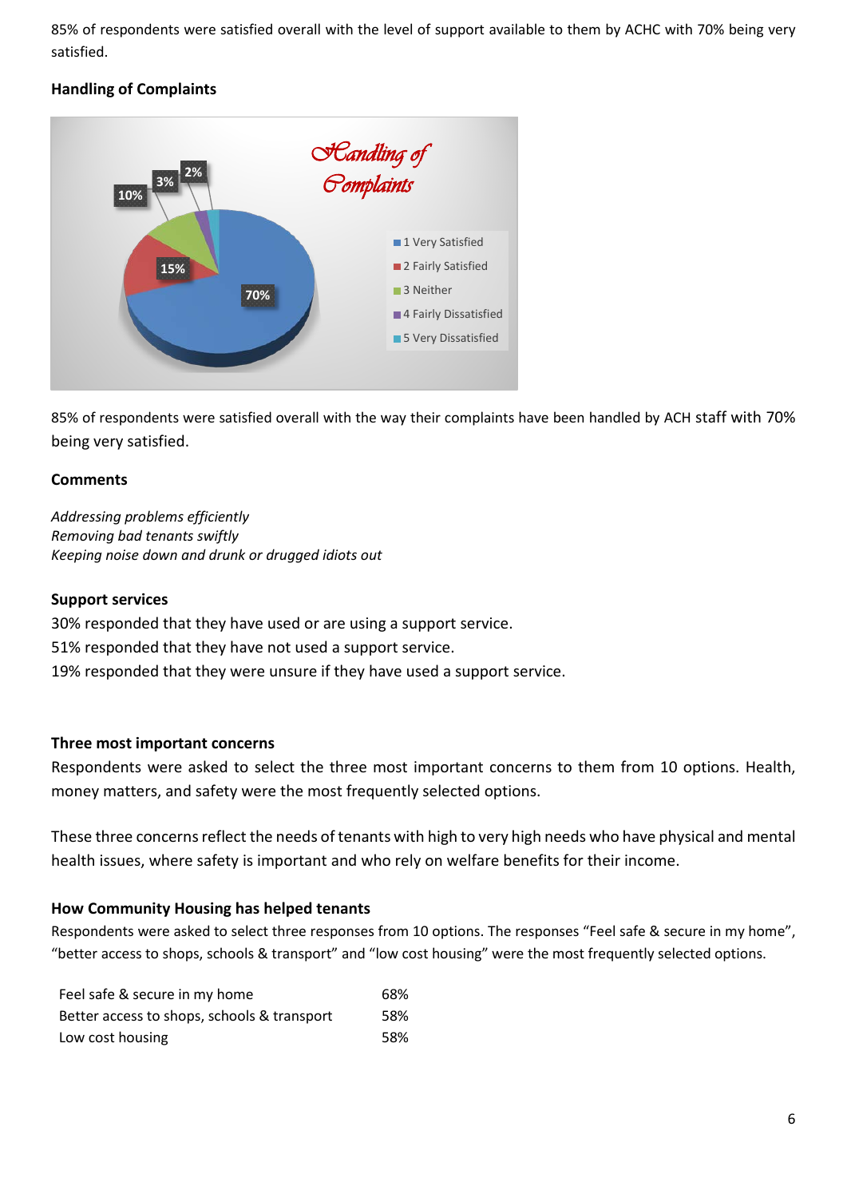85% of respondents were satisfied overall with the level of support available to them by ACHC with 70% being very satisfied.

**Handling of Complaints**

85% of respondents were satisfied overall with the way their complaints have been handled by ACH staff with 70% being very satisfied.

**Comments**

*Addressing problems efficiently*
*Removing bad tenants swiftly*
*Keeping noise down and drunk or drugged idiots out*

**Support services**

30% responded that they have used or are using a support service.
51% responded that they have not used a support service.
19% responded that they were unsure if they have used a support service.

**Three most important concerns**

Respondents were asked to select the three most important concerns to them from 10 options. Health, money matters, and safety were the most frequently selected options.

These three concerns reflect the needs of tenants with high to very high needs who have physical and mental health issues, where safety is important and who rely on welfare benefits for their income.

**How Community Housing has helped tenants**

Respondents were asked to select three responses from 10 options. The responses "Feel safe & secure in my home", "better access to shops, schools & transport" and "low cost housing" were the most frequently selected options.

| | |
|---|---|
| Feel safe & secure in my home | 68% |
| Better access to shops, schools & transport | 58% |
| Low cost housing | 58% |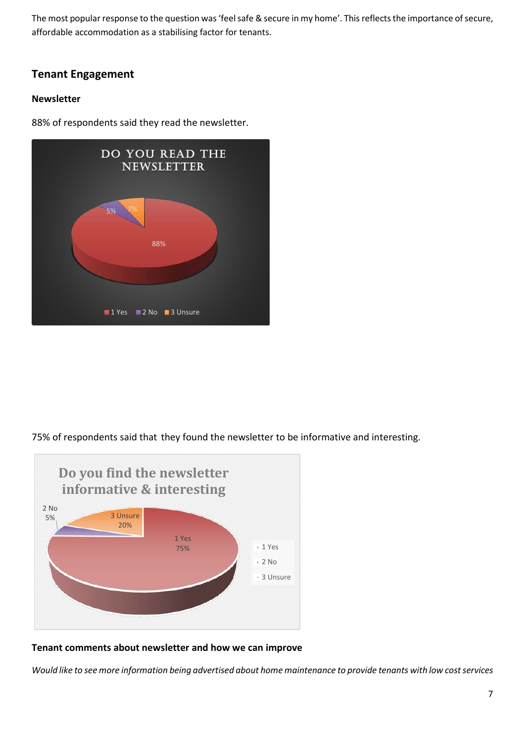The most popular response to the question was 'feel safe & secure in my home'. This reflects the importance of secure, affordable accommodation as a stabilising factor for tenants.

## Tenant Engagement

### Newsletter

88% of respondents said they read the newsletter.

DO YOU READ THE NEWSLETTER

| Response | Percentage |
| --- | --- |
| 1 Yes | 88% |
| 2 No | 5% |
| 3 Unsure | 7% |

75% of respondents said that they found the newsletter to be informative and interesting.

Do you find the newsletter informative & interesting

| Response | Percentage |
| --- | --- |
| 1 Yes | 75% |
| 2 No | 5% |
| 3 Unsure | 20% |

**Tenant comments about newsletter and how we can improve**

*Would like to see more information being advertised about home maintenance to provide tenants with low cost services*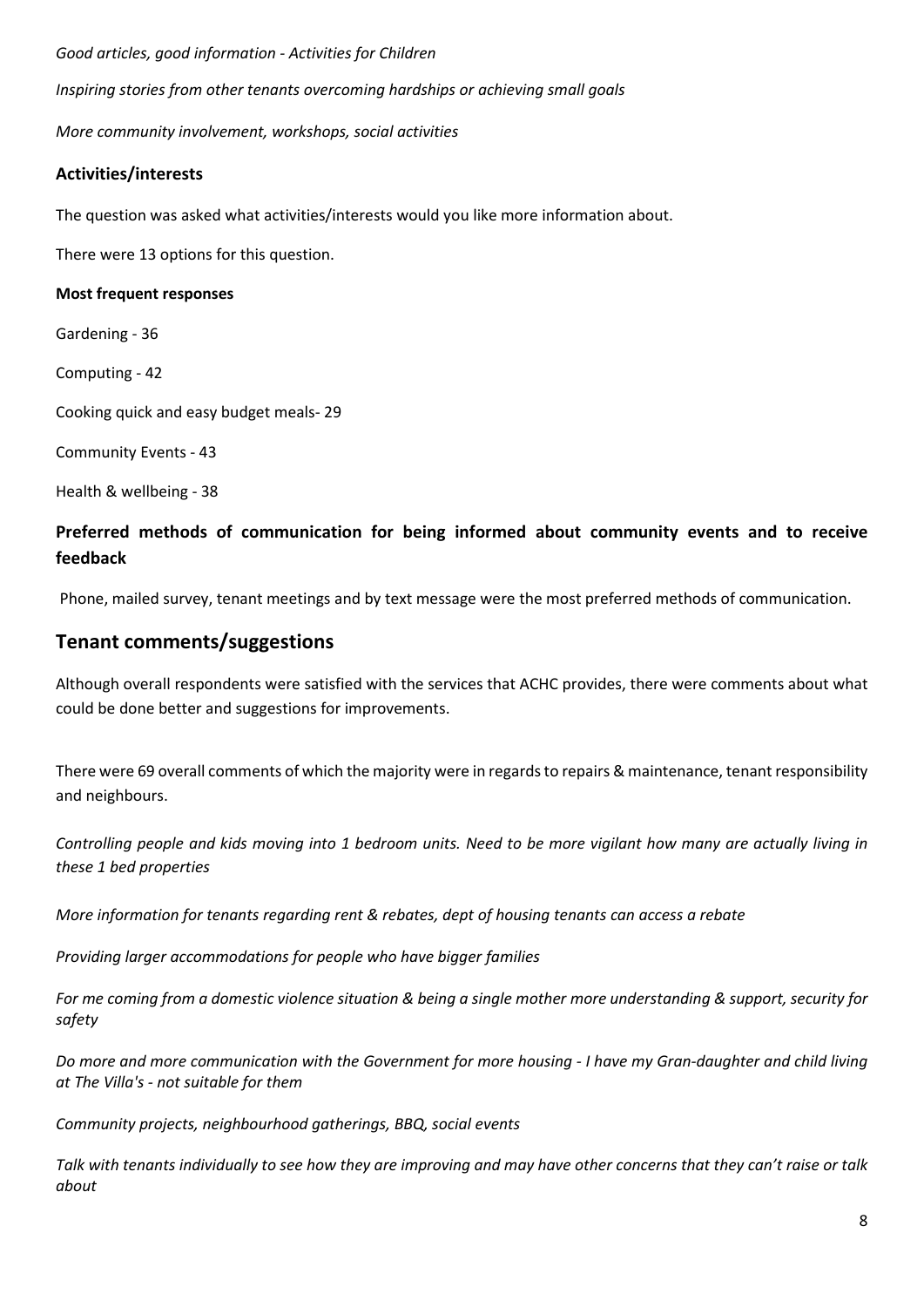*Good articles, good information - Activities for Children*

*Inspiring stories from other tenants overcoming hardships or achieving small goals*

*More community involvement, workshops, social activities*

### Activities/interests

The question was asked what activities/interests would you like more information about.

There were 13 options for this question.

**Most frequent responses**

Gardening - 36

Computing - 42

Cooking quick and easy budget meals- 29

Community Events - 43

Health & wellbeing - 38

### Preferred methods of communication for being informed about community events and to receive feedback

Phone, mailed survey, tenant meetings and by text message were the most preferred methods of communication.

## Tenant comments/suggestions

Although overall respondents were satisfied with the services that ACHC provides, there were comments about what could be done better and suggestions for improvements.

There were 69 overall comments of which the majority were in regards to repairs & maintenance, tenant responsibility and neighbours.

*Controlling people and kids moving into 1 bedroom units. Need to be more vigilant how many are actually living in these 1 bed properties*

*More information for tenants regarding rent & rebates, dept of housing tenants can access a rebate*

*Providing larger accommodations for people who have bigger families*

*For me coming from a domestic violence situation & being a single mother more understanding & support, security for safety*

*Do more and more communication with the Government for more housing - I have my Gran-daughter and child living at The Villa's - not suitable for them*

*Community projects, neighbourhood gatherings, BBQ, social events*

*Talk with tenants individually to see how they are improving and may have other concerns that they can't raise or talk about*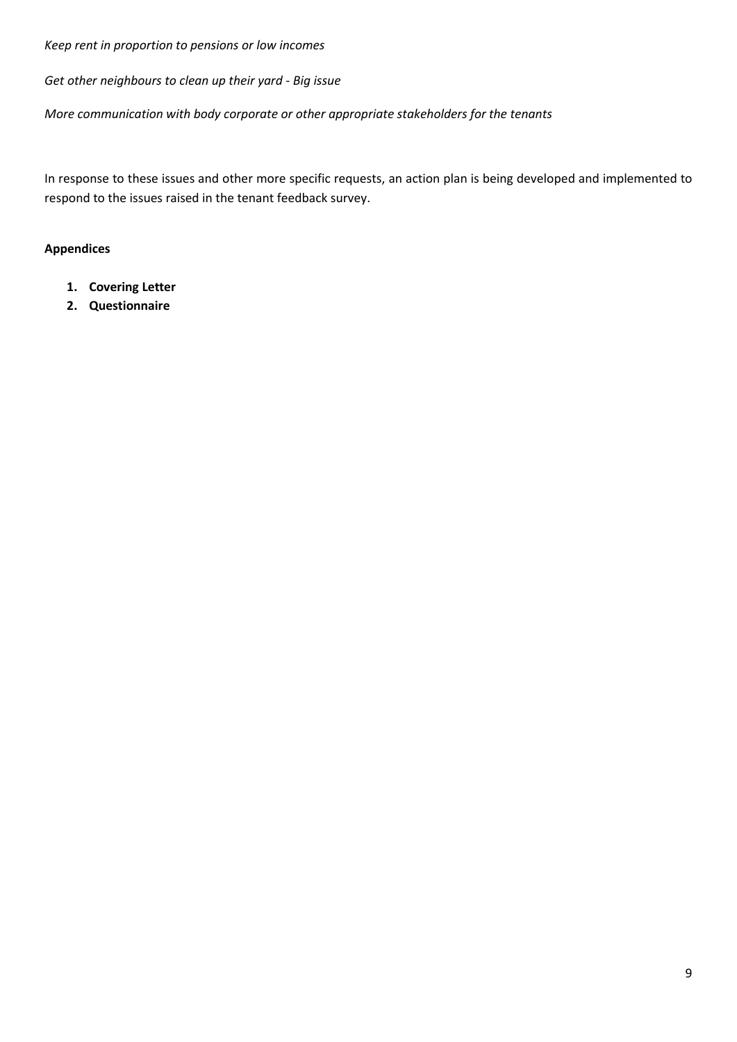*Keep rent in proportion to pensions or low incomes*

*Get other neighbours to clean up their yard - Big issue*

*More communication with body corporate or other appropriate stakeholders for the tenants*

In response to these issues and other more specific requests, an action plan is being developed and implemented to respond to the issues raised in the tenant feedback survey.

**Appendices**

1. **Covering Letter**
2. **Questionnaire**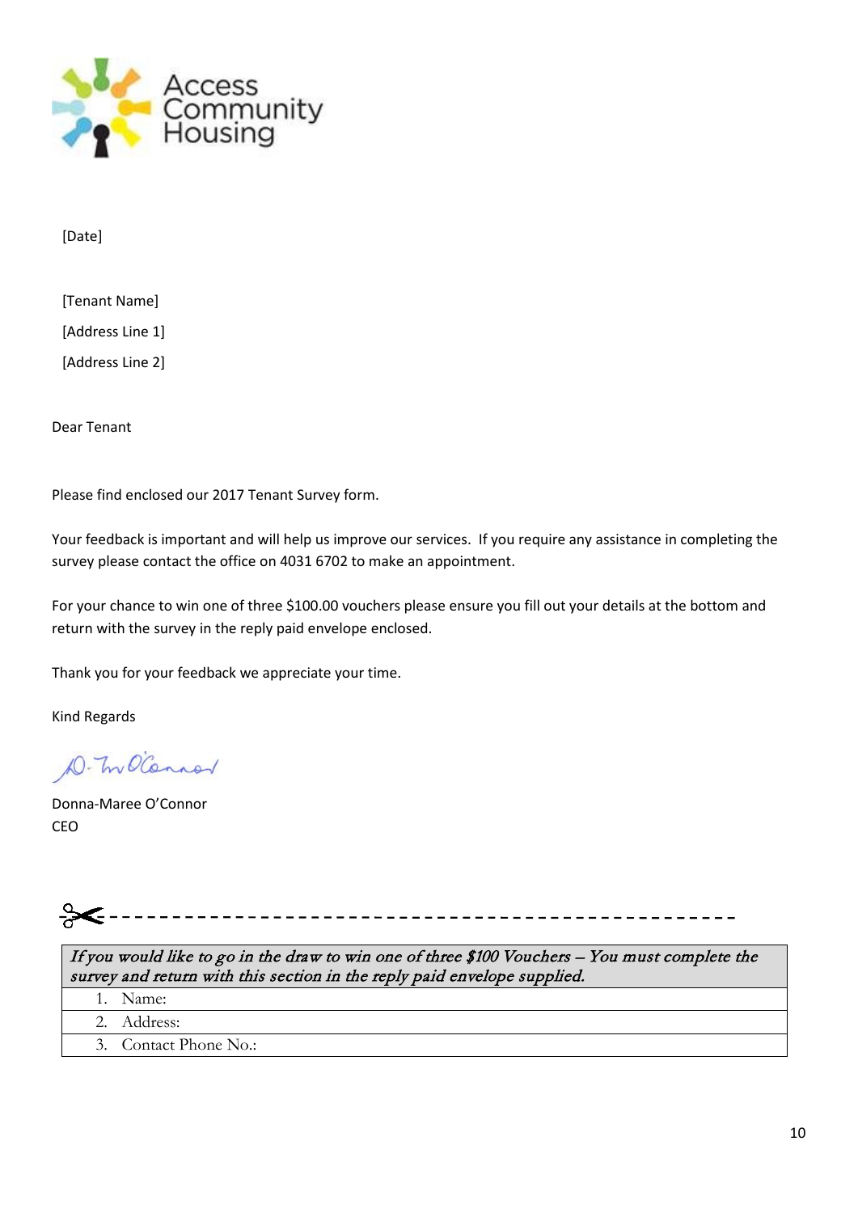Access Community Housing

[Date]

[Tenant Name]

[Address Line 1]

[Address Line 2]

Dear Tenant

Please find enclosed our 2017 Tenant Survey form.

Your feedback is important and will help us improve our services. If you require any assistance in completing the survey please contact the office on 4031 6702 to make an appointment.

For your chance to win one of three $100.00 vouchers please ensure you fill out your details at the bottom and return with the survey in the reply paid envelope enclosed.

Thank you for your feedback we appreciate your time.

Kind Regards

Donna-Maree O'Connor
CEO

✂ - - - - - - - - - - - - - - - - - - - - - - - - - - - - - - - - - - - - - - - - - - - - - - - - -

| *If you would like to go in the draw to win one of three $100 Vouchers – You must complete the survey and return with this section in the reply paid envelope supplied.* |
|---|
| 1. Name: |
| 2. Address: |
| 3. Contact Phone No.: |